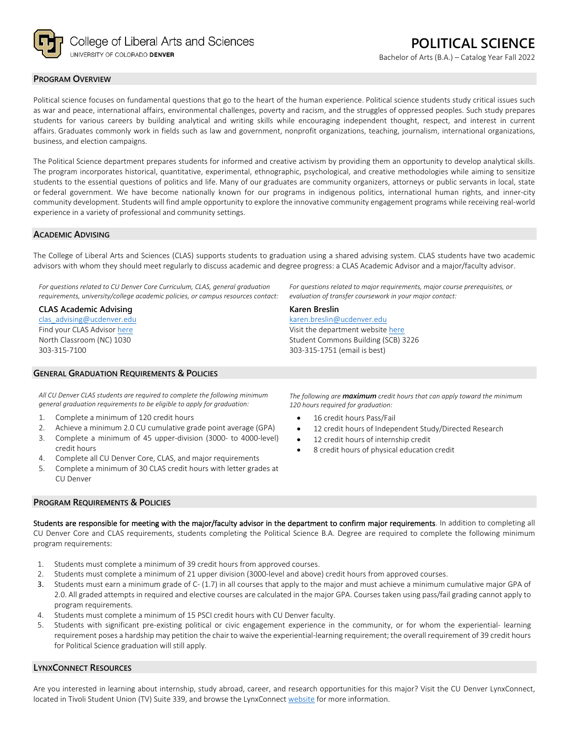College of Liberal Arts and Sciences
UNIVERSITY OF COLORADO DENVER

# POLITICAL SCIENCE

Bachelor of Arts (B.A.) – Catalog Year Fall 2022

## PROGRAM OVERVIEW

Political science focuses on fundamental questions that go to the heart of the human experience. Political science students study critical issues such as war and peace, international affairs, environmental challenges, poverty and racism, and the struggles of oppressed peoples. Such study prepares students for various careers by building analytical and writing skills while encouraging independent thought, respect, and interest in current affairs. Graduates commonly work in fields such as law and government, nonprofit organizations, teaching, journalism, international organizations, business, and election campaigns.

The Political Science department prepares students for informed and creative activism by providing them an opportunity to develop analytical skills. The program incorporates historical, quantitative, experimental, ethnographic, psychological, and creative methodologies while aiming to sensitize students to the essential questions of politics and life. Many of our graduates are community organizers, attorneys or public servants in local, state or federal government. We have become nationally known for our programs in indigenous politics, international human rights, and inner-city community development. Students will find ample opportunity to explore the innovative community engagement programs while receiving real-world experience in a variety of professional and community settings.

## ACADEMIC ADVISING

The College of Liberal Arts and Sciences (CLAS) supports students to graduation using a shared advising system. CLAS students have two academic advisors with whom they should meet regularly to discuss academic and degree progress: a CLAS Academic Advisor and a major/faculty advisor.

*For questions related to CU Denver Core Curriculum, CLAS, general graduation requirements, university/college academic policies, or campus resources contact:*

**CLAS Academic Advising**
clas_advising@ucdenver.edu
Find your CLAS Advisor here
North Classroom (NC) 1030
303-315-7100

*For questions related to major requirements, major course prerequisites, or evaluation of transfer coursework in your major contact:*

**Karen Breslin**
karen.breslin@ucdenver.edu
Visit the department website here
Student Commons Building (SCB) 3226
303-315-1751 (email is best)

## GENERAL GRADUATION REQUIREMENTS & POLICIES

*All CU Denver CLAS students are required to complete the following minimum general graduation requirements to be eligible to apply for graduation:*

1. Complete a minimum of 120 credit hours
2. Achieve a minimum 2.0 CU cumulative grade point average (GPA)
3. Complete a minimum of 45 upper-division (3000- to 4000-level) credit hours
4. Complete all CU Denver Core, CLAS, and major requirements
5. Complete a minimum of 30 CLAS credit hours with letter grades at CU Denver

*The following are **maximum** credit hours that can apply toward the minimum 120 hours required for graduation:*

- 16 credit hours Pass/Fail
- 12 credit hours of Independent Study/Directed Research
- 12 credit hours of internship credit
- 8 credit hours of physical education credit

## PROGRAM REQUIREMENTS & POLICIES

Students are responsible for meeting with the major/faculty advisor in the department to confirm major requirements. In addition to completing all CU Denver Core and CLAS requirements, students completing the Political Science B.A. Degree are required to complete the following minimum program requirements:

1. Students must complete a minimum of 39 credit hours from approved courses.
2. Students must complete a minimum of 21 upper division (3000-level and above) credit hours from approved courses.
3. Students must earn a minimum grade of C- (1.7) in all courses that apply to the major and must achieve a minimum cumulative major GPA of 2.0. All graded attempts in required and elective courses are calculated in the major GPA. Courses taken using pass/fail grading cannot apply to program requirements.
4. Students must complete a minimum of 15 PSCI credit hours with CU Denver faculty.
5. Students with significant pre-existing political or civic engagement experience in the community, or for whom the experiential- learning requirement poses a hardship may petition the chair to waive the experiential-learning requirement; the overall requirement of 39 credit hours for Political Science graduation will still apply.

## LYNXCONNECT RESOURCES

Are you interested in learning about internship, study abroad, career, and research opportunities for this major? Visit the CU Denver LynxConnect, located in Tivoli Student Union (TV) Suite 339, and browse the LynxConnect website for more information.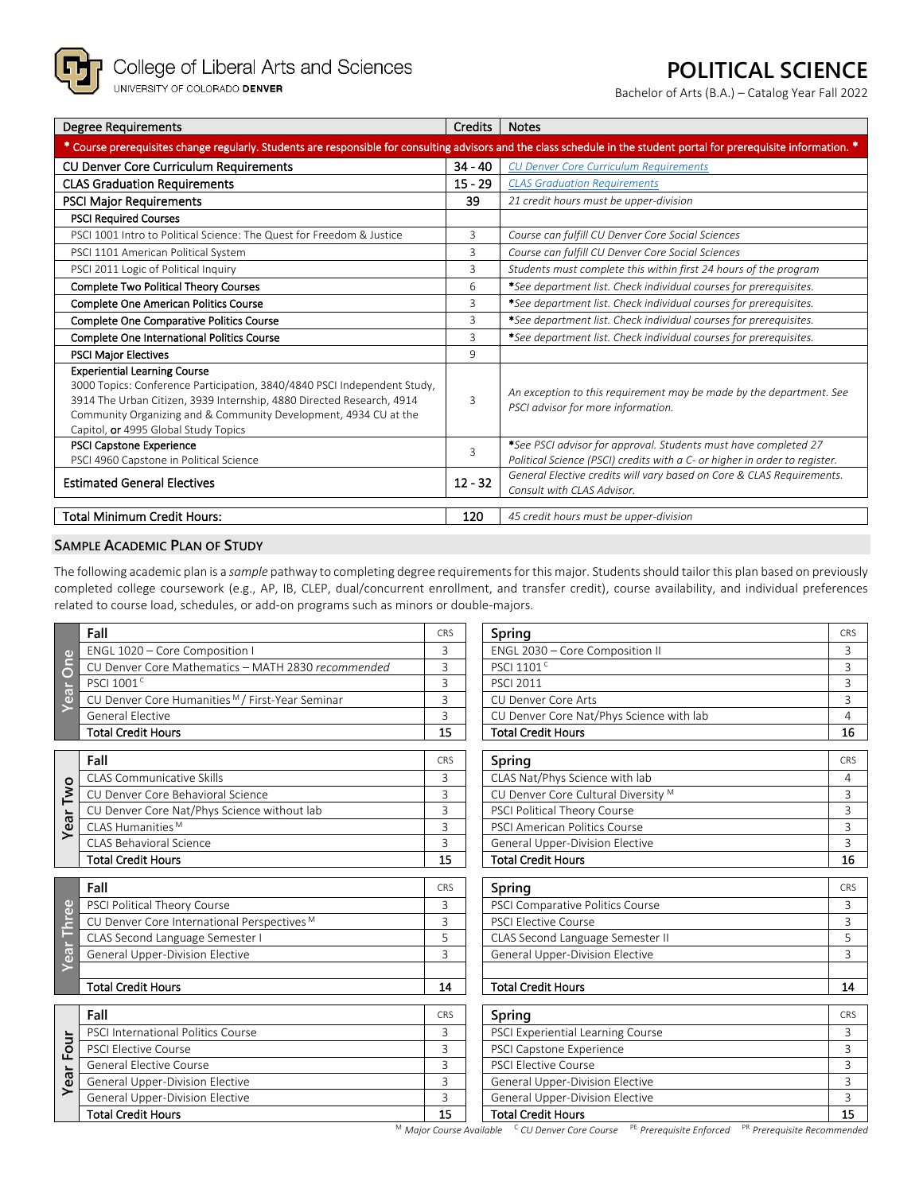# POLITICAL SCIENCE

College of Liberal Arts and Sciences
UNIVERSITY OF COLORADO DENVER

Bachelor of Arts (B.A.) – Catalog Year Fall 2022

| Degree Requirements | Credits | Notes |
|---|---|---|
| * Course prerequisites change regularly. Students are responsible for consulting advisors and the class schedule in the student portal for prerequisite information. * | | |
| **CU Denver Core Curriculum Requirements** | **34 - 40** | *CU Denver Core Curriculum Requirements* |
| **CLAS Graduation Requirements** | **15 - 29** | *CLAS Graduation Requirements* |
| **PSCI Major Requirements** | **39** | *21 credit hours must be upper-division* |
| **PSCI Required Courses** | | |
| PSCI 1001 Intro to Political Science: The Quest for Freedom & Justice | 3 | *Course can fulfill CU Denver Core Social Sciences* |
| PSCI 1101 American Political System | 3 | *Course can fulfill CU Denver Core Social Sciences* |
| PSCI 2011 Logic of Political Inquiry | 3 | *Students must complete this within first 24 hours of the program* |
| **Complete Two Political Theory Courses** | 6 | ***See department list. Check individual courses for prerequisites.*** |
| **Complete One American Politics Course** | 3 | ***See department list. Check individual courses for prerequisites.*** |
| **Complete One Comparative Politics Course** | 3 | ***See department list. Check individual courses for prerequisites.*** |
| **Complete One International Politics Course** | 3 | ***See department list. Check individual courses for prerequisites.*** |
| **PSCI Major Electives** | 9 | |
| **Experiential Learning Course** 3000 Topics: Conference Participation, 3840/4840 PSCI Independent Study, 3914 The Urban Citizen, 3939 Internship, 4880 Directed Research, 4914 Community Organizing and & Community Development, 4934 CU at the Capitol, **or** 4995 Global Study Topics | 3 | *An exception to this requirement may be made by the department. See PSCI advisor for more information.* |
| **PSCI Capstone Experience** PSCI 4960 Capstone in Political Science | 3 | ***See PSCI advisor for approval. Students must have completed 27 Political Science (PSCI) credits with a C- or higher in order to register.*** |
| **Estimated General Electives** | **12 - 32** | *General Elective credits will vary based on Core & CLAS Requirements. Consult with CLAS Advisor.* |
| **Total Minimum Credit Hours:** | **120** | *45 credit hours must be upper-division* |

## SAMPLE ACADEMIC PLAN OF STUDY

The following academic plan is a *sample* pathway to completing degree requirements for this major. Students should tailor this plan based on previously completed college coursework (e.g., AP, IB, CLEP, dual/concurrent enrollment, and transfer credit), course availability, and individual preferences related to course load, schedules, or add-on programs such as minors or double-majors.

### Year One

| Fall | CRS | Spring | CRS |
|---|---|---|---|
| ENGL 1020 – Core Composition I | 3 | ENGL 2030 – Core Composition II | 3 |
| CU Denver Core Mathematics – MATH 2830 *recommended* | 3 | PSCI 1101 [C] | 3 |
| PSCI 1001 [C] | 3 | PSCI 2011 | 3 |
| CU Denver Core Humanities [M] / First-Year Seminar | 3 | CU Denver Core Arts | 3 |
| General Elective | 3 | CU Denver Core Nat/Phys Science with lab | 4 |
| **Total Credit Hours** | **15** | **Total Credit Hours** | **16** |

### Year Two

| Fall | CRS | Spring | CRS |
|---|---|---|---|
| CLAS Communicative Skills | 3 | CLAS Nat/Phys Science with lab | 4 |
| CU Denver Core Behavioral Science | 3 | CU Denver Core Cultural Diversity [M] | 3 |
| CU Denver Core Nat/Phys Science without lab | 3 | PSCI Political Theory Course | 3 |
| CLAS Humanities [M] | 3 | PSCI American Politics Course | 3 |
| CLAS Behavioral Science | 3 | General Upper-Division Elective | 3 |
| **Total Credit Hours** | **15** | **Total Credit Hours** | **16** |

### Year Three

| Fall | CRS | Spring | CRS |
|---|---|---|---|
| PSCI Political Theory Course | 3 | PSCI Comparative Politics Course | 3 |
| CU Denver Core International Perspectives [M] | 3 | PSCI Elective Course | 3 |
| CLAS Second Language Semester I | 5 | CLAS Second Language Semester II | 5 |
| General Upper-Division Elective | 3 | General Upper-Division Elective | 3 |
| **Total Credit Hours** | **14** | **Total Credit Hours** | **14** |

### Year Four

| Fall | CRS | Spring | CRS |
|---|---|---|---|
| PSCI International Politics Course | 3 | PSCI Experiential Learning Course | 3 |
| PSCI Elective Course | 3 | PSCI Capstone Experience | 3 |
| General Elective Course | 3 | PSCI Elective Course | 3 |
| General Upper-Division Elective | 3 | General Upper-Division Elective | 3 |
| General Upper-Division Elective | 3 | General Upper-Division Elective | 3 |
| **Total Credit Hours** | **15** | **Total Credit Hours** | **15** |

[M] *Major Course Available* [C] *CU Denver Core Course* [PE] *Prerequisite Enforced* [PR] *Prerequisite Recommended*